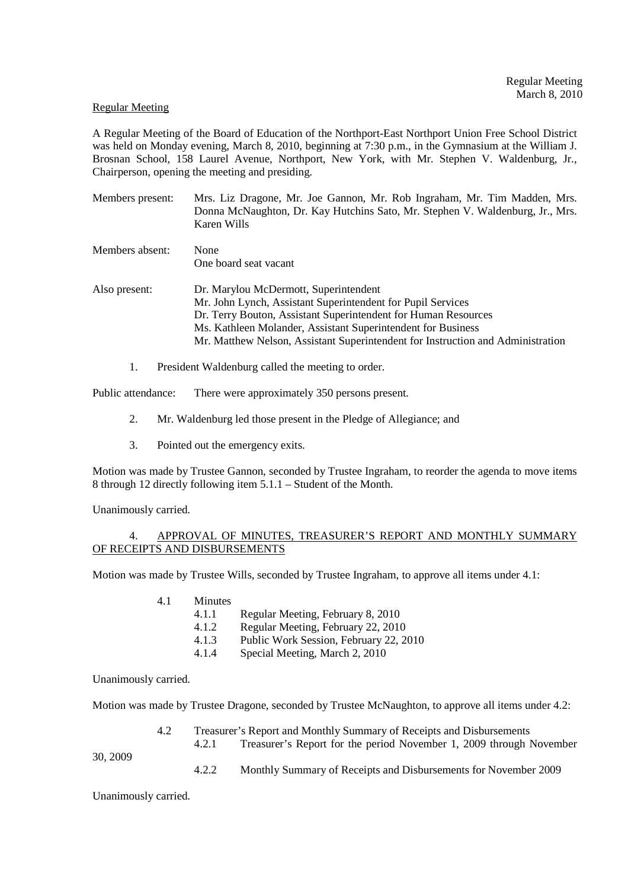Regular Meeting
March 8, 2010

Regular Meeting

A Regular Meeting of the Board of Education of the Northport-East Northport Union Free School District was held on Monday evening, March 8, 2010, beginning at 7:30 p.m., in the Gymnasium at the William J. Brosnan School, 158 Laurel Avenue, Northport, New York, with Mr. Stephen V. Waldenburg, Jr., Chairperson, opening the meeting and presiding.

Members present: Mrs. Liz Dragone, Mr. Joe Gannon, Mr. Rob Ingraham, Mr. Tim Madden, Mrs. Donna McNaughton, Dr. Kay Hutchins Sato, Mr. Stephen V. Waldenburg, Jr., Mrs. Karen Wills

Members absent: None
One board seat vacant

Also present: Dr. Marylou McDermott, Superintendent
Mr. John Lynch, Assistant Superintendent for Pupil Services
Dr. Terry Bouton, Assistant Superintendent for Human Resources
Ms. Kathleen Molander, Assistant Superintendent for Business
Mr. Matthew Nelson, Assistant Superintendent for Instruction and Administration

1. President Waldenburg called the meeting to order.

Public attendance: There were approximately 350 persons present.

2. Mr. Waldenburg led those present in the Pledge of Allegiance; and

3. Pointed out the emergency exits.

Motion was made by Trustee Gannon, seconded by Trustee Ingraham, to reorder the agenda to move items 8 through 12 directly following item 5.1.1 – Student of the Month.

Unanimously carried.

4. APPROVAL OF MINUTES, TREASURER'S REPORT AND MONTHLY SUMMARY OF RECEIPTS AND DISBURSEMENTS

Motion was made by Trustee Wills, seconded by Trustee Ingraham, to approve all items under 4.1:

4.1 Minutes
- 4.1.1 Regular Meeting, February 8, 2010
- 4.1.2 Regular Meeting, February 22, 2010
- 4.1.3 Public Work Session, February 22, 2010
- 4.1.4 Special Meeting, March 2, 2010

Unanimously carried.

Motion was made by Trustee Dragone, seconded by Trustee McNaughton, to approve all items under 4.2:

4.2 Treasurer's Report and Monthly Summary of Receipts and Disbursements
- 4.2.1 Treasurer's Report for the period November 1, 2009 through November 30, 2009
- 4.2.2 Monthly Summary of Receipts and Disbursements for November 2009

Unanimously carried.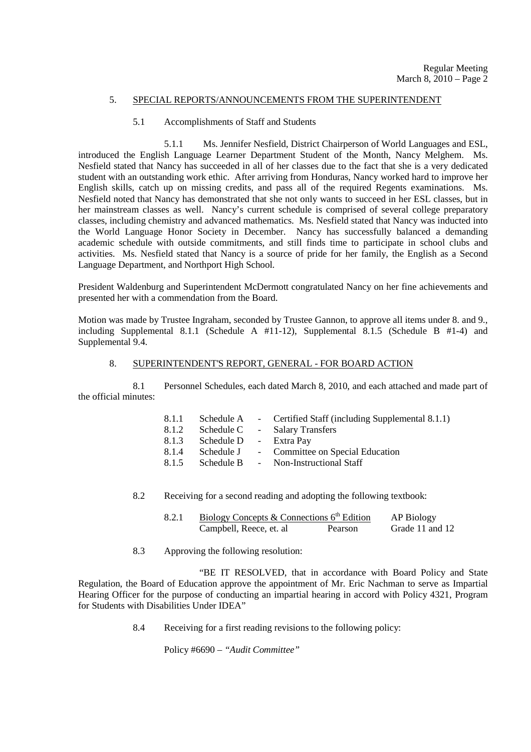## 5. SPECIAL REPORTS/ANNOUNCEMENTS FROM THE SUPERINTENDENT

### 5.1 Accomplishments of Staff and Students

5.1.1 Ms. Jennifer Nesfield, District Chairperson of World Languages and ESL, introduced the English Language Learner Department Student of the Month, Nancy Melghem. Ms. Nesfield stated that Nancy has succeeded in all of her classes due to the fact that she is a very dedicated student with an outstanding work ethic. After arriving from Honduras, Nancy worked hard to improve her English skills, catch up on missing credits, and pass all of the required Regents examinations. Ms. Nesfield noted that Nancy has demonstrated that she not only wants to succeed in her ESL classes, but in her mainstream classes as well. Nancy's current schedule is comprised of several college preparatory classes, including chemistry and advanced mathematics. Ms. Nesfield stated that Nancy was inducted into the World Language Honor Society in December. Nancy has successfully balanced a demanding academic schedule with outside commitments, and still finds time to participate in school clubs and activities. Ms. Nesfield stated that Nancy is a source of pride for her family, the English as a Second Language Department, and Northport High School.

President Waldenburg and Superintendent McDermott congratulated Nancy on her fine achievements and presented her with a commendation from the Board.

Motion was made by Trustee Ingraham, seconded by Trustee Gannon, to approve all items under 8. and 9., including Supplemental 8.1.1 (Schedule A #11-12), Supplemental 8.1.5 (Schedule B #1-4) and Supplemental 9.4.

## 8. SUPERINTENDENT'S REPORT, GENERAL - FOR BOARD ACTION

8.1 Personnel Schedules, each dated March 8, 2010, and each attached and made part of the official minutes:

- 8.1.1 Schedule A - Certified Staff (including Supplemental 8.1.1)
- 8.1.2 Schedule C - Salary Transfers
- 8.1.3 Schedule D - Extra Pay
- 8.1.4 Schedule J - Committee on Special Education
- 8.1.5 Schedule B - Non-Instructional Staff

8.2 Receiving for a second reading and adopting the following textbook:

| 8.2.1 | Biology Concepts & Connections 6th Edition | | AP Biology |
|---|---|---|---|
| | Campbell, Reece, et. al | Pearson | Grade 11 and 12 |

8.3 Approving the following resolution:

"BE IT RESOLVED, that in accordance with Board Policy and State Regulation, the Board of Education approve the appointment of Mr. Eric Nachman to serve as Impartial Hearing Officer for the purpose of conducting an impartial hearing in accord with Policy 4321, Program for Students with Disabilities Under IDEA"

8.4 Receiving for a first reading revisions to the following policy:

Policy #6690 – *"Audit Committee"*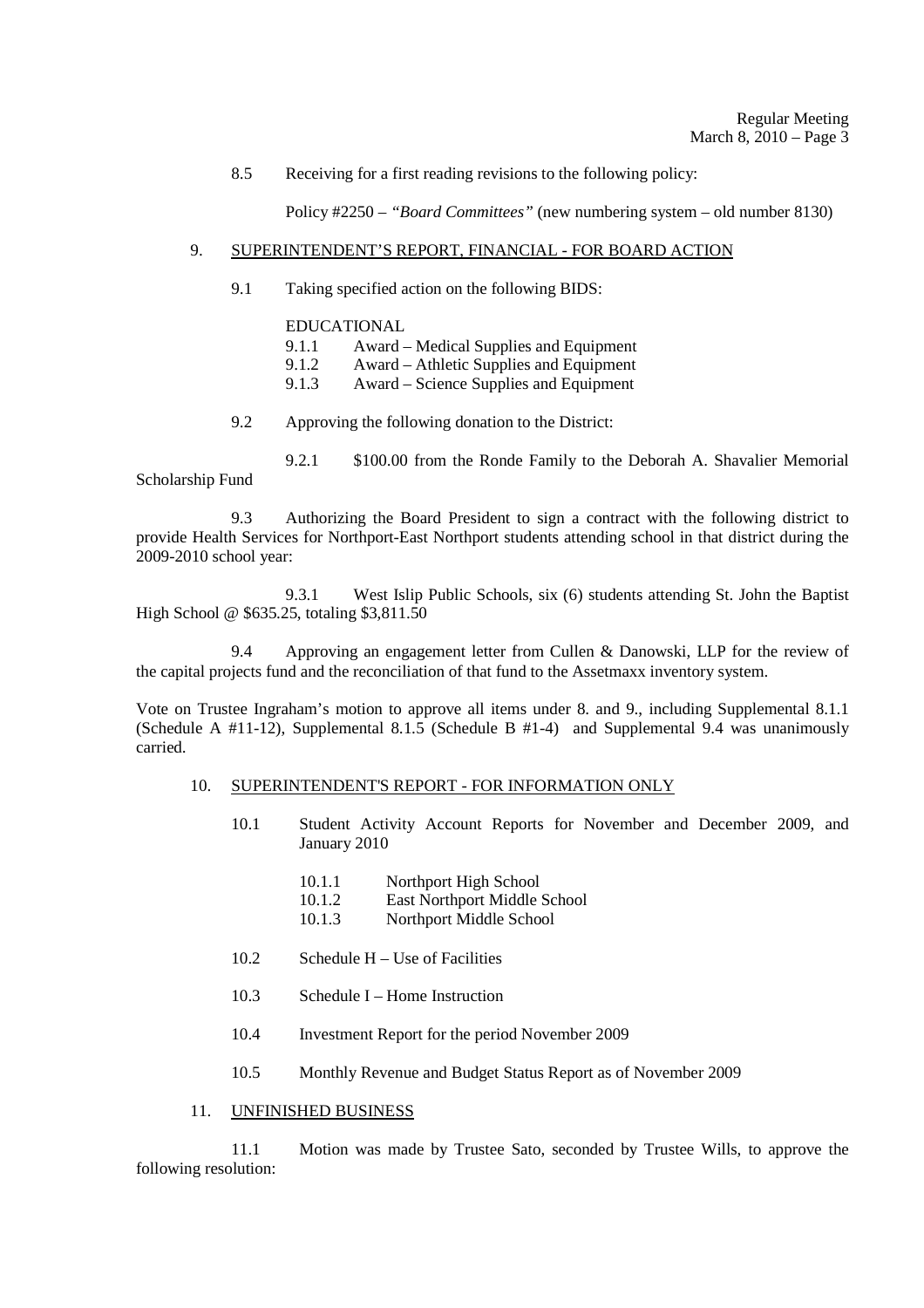8.5 Receiving for a first reading revisions to the following policy:

Policy #2250 – *"Board Committees"* (new numbering system – old number 8130)

9. SUPERINTENDENT'S REPORT, FINANCIAL - FOR BOARD ACTION

9.1 Taking specified action on the following BIDS:

EDUCATIONAL
9.1.1 Award – Medical Supplies and Equipment
9.1.2 Award – Athletic Supplies and Equipment
9.1.3 Award – Science Supplies and Equipment

9.2 Approving the following donation to the District:

9.2.1 $100.00 from the Ronde Family to the Deborah A. Shavalier Memorial Scholarship Fund

9.3 Authorizing the Board President to sign a contract with the following district to provide Health Services for Northport-East Northport students attending school in that district during the 2009-2010 school year:

9.3.1 West Islip Public Schools, six (6) students attending St. John the Baptist High School @ $635.25, totaling $3,811.50

9.4 Approving an engagement letter from Cullen & Danowski, LLP for the review of the capital projects fund and the reconciliation of that fund to the Assetmaxx inventory system.

Vote on Trustee Ingraham's motion to approve all items under 8. and 9., including Supplemental 8.1.1 (Schedule A #11-12), Supplemental 8.1.5 (Schedule B #1-4) and Supplemental 9.4 was unanimously carried.

10. SUPERINTENDENT'S REPORT - FOR INFORMATION ONLY

10.1 Student Activity Account Reports for November and December 2009, and January 2010

10.1.1 Northport High School
10.1.2 East Northport Middle School
10.1.3 Northport Middle School

10.2 Schedule H – Use of Facilities

10.3 Schedule I – Home Instruction

10.4 Investment Report for the period November 2009

10.5 Monthly Revenue and Budget Status Report as of November 2009

11. UNFINISHED BUSINESS

11.1 Motion was made by Trustee Sato, seconded by Trustee Wills, to approve the following resolution: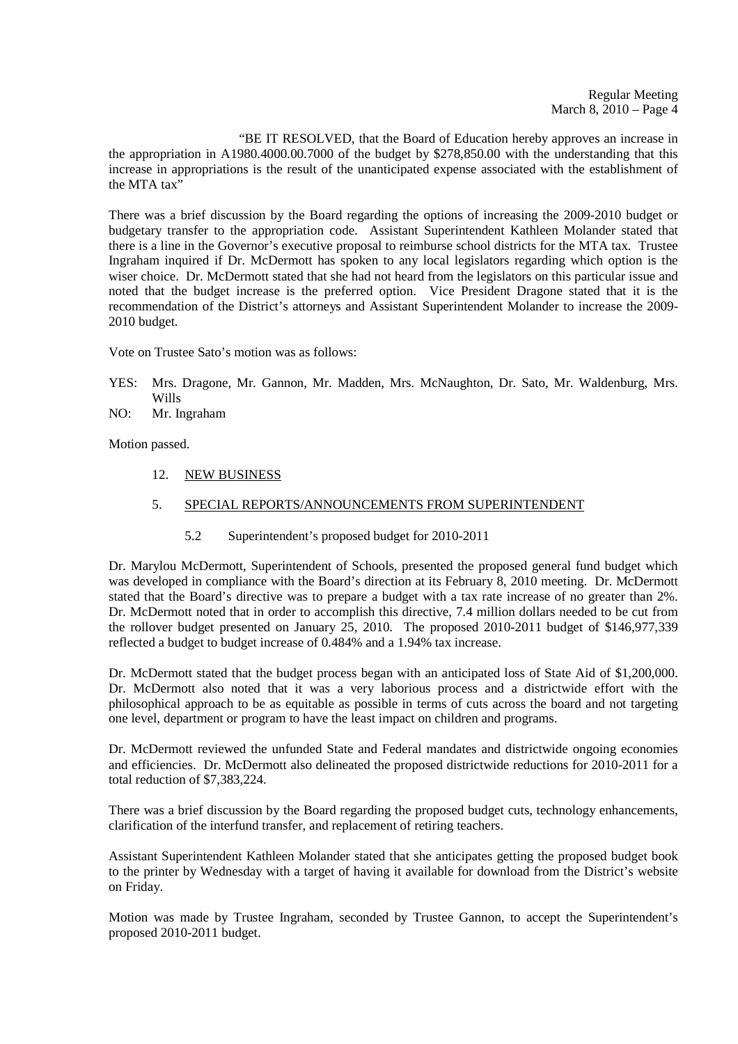"BE IT RESOLVED, that the Board of Education hereby approves an increase in the appropriation in A1980.4000.00.7000 of the budget by $278,850.00 with the understanding that this increase in appropriations is the result of the unanticipated expense associated with the establishment of the MTA tax"

There was a brief discussion by the Board regarding the options of increasing the 2009-2010 budget or budgetary transfer to the appropriation code. Assistant Superintendent Kathleen Molander stated that there is a line in the Governor's executive proposal to reimburse school districts for the MTA tax. Trustee Ingraham inquired if Dr. McDermott has spoken to any local legislators regarding which option is the wiser choice. Dr. McDermott stated that she had not heard from the legislators on this particular issue and noted that the budget increase is the preferred option. Vice President Dragone stated that it is the recommendation of the District's attorneys and Assistant Superintendent Molander to increase the 2009-2010 budget.

Vote on Trustee Sato's motion was as follows:

YES: Mrs. Dragone, Mr. Gannon, Mr. Madden, Mrs. McNaughton, Dr. Sato, Mr. Waldenburg, Mrs. Wills
NO: Mr. Ingraham

Motion passed.

12. NEW BUSINESS

5. SPECIAL REPORTS/ANNOUNCEMENTS FROM SUPERINTENDENT

5.2 Superintendent's proposed budget for 2010-2011

Dr. Marylou McDermott, Superintendent of Schools, presented the proposed general fund budget which was developed in compliance with the Board's direction at its February 8, 2010 meeting. Dr. McDermott stated that the Board's directive was to prepare a budget with a tax rate increase of no greater than 2%. Dr. McDermott noted that in order to accomplish this directive, 7.4 million dollars needed to be cut from the rollover budget presented on January 25, 2010. The proposed 2010-2011 budget of $146,977,339 reflected a budget to budget increase of 0.484% and a 1.94% tax increase.

Dr. McDermott stated that the budget process began with an anticipated loss of State Aid of $1,200,000. Dr. McDermott also noted that it was a very laborious process and a districtwide effort with the philosophical approach to be as equitable as possible in terms of cuts across the board and not targeting one level, department or program to have the least impact on children and programs.

Dr. McDermott reviewed the unfunded State and Federal mandates and districtwide ongoing economies and efficiencies. Dr. McDermott also delineated the proposed districtwide reductions for 2010-2011 for a total reduction of $7,383,224.

There was a brief discussion by the Board regarding the proposed budget cuts, technology enhancements, clarification of the interfund transfer, and replacement of retiring teachers.

Assistant Superintendent Kathleen Molander stated that she anticipates getting the proposed budget book to the printer by Wednesday with a target of having it available for download from the District's website on Friday.

Motion was made by Trustee Ingraham, seconded by Trustee Gannon, to accept the Superintendent's proposed 2010-2011 budget.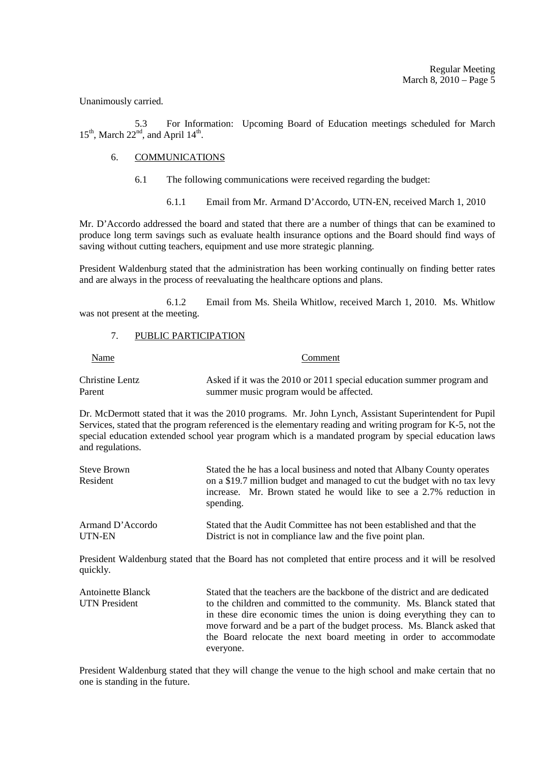Unanimously carried.

5.3 For Information: Upcoming Board of Education meetings scheduled for March 15th, March 22nd, and April 14th.

6. COMMUNICATIONS

6.1 The following communications were received regarding the budget:

6.1.1 Email from Mr. Armand D'Accordo, UTN-EN, received March 1, 2010

Mr. D'Accordo addressed the board and stated that there are a number of things that can be examined to produce long term savings such as evaluate health insurance options and the Board should find ways of saving without cutting teachers, equipment and use more strategic planning.

President Waldenburg stated that the administration has been working continually on finding better rates and are always in the process of reevaluating the healthcare options and plans.

6.1.2 Email from Ms. Sheila Whitlow, received March 1, 2010. Ms. Whitlow was not present at the meeting.

7. PUBLIC PARTICIPATION

| Name | Comment |
|---|---|
| Christine Lentz<br>Parent | Asked if it was the 2010 or 2011 special education summer program and summer music program would be affected. |

Dr. McDermott stated that it was the 2010 programs. Mr. John Lynch, Assistant Superintendent for Pupil Services, stated that the program referenced is the elementary reading and writing program for K-5, not the special education extended school year program which is a mandated program by special education laws and regulations.

| Name | Comment |
|---|---|
| Steve Brown<br>Resident | Stated the he has a local business and noted that Albany County operates on a $19.7 million budget and managed to cut the budget with no tax levy increase. Mr. Brown stated he would like to see a 2.7% reduction in spending. |
| Armand D'Accordo<br>UTN-EN | Stated that the Audit Committee has not been established and that the District is not in compliance law and the five point plan. |

President Waldenburg stated that the Board has not completed that entire process and it will be resolved quickly.

| Name | Comment |
|---|---|
| Antoinette Blanck<br>UTN President | Stated that the teachers are the backbone of the district and are dedicated to the children and committed to the community. Ms. Blanck stated that in these dire economic times the union is doing everything they can to move forward and be a part of the budget process. Ms. Blanck asked that the Board relocate the next board meeting in order to accommodate everyone. |

President Waldenburg stated that they will change the venue to the high school and make certain that no one is standing in the future.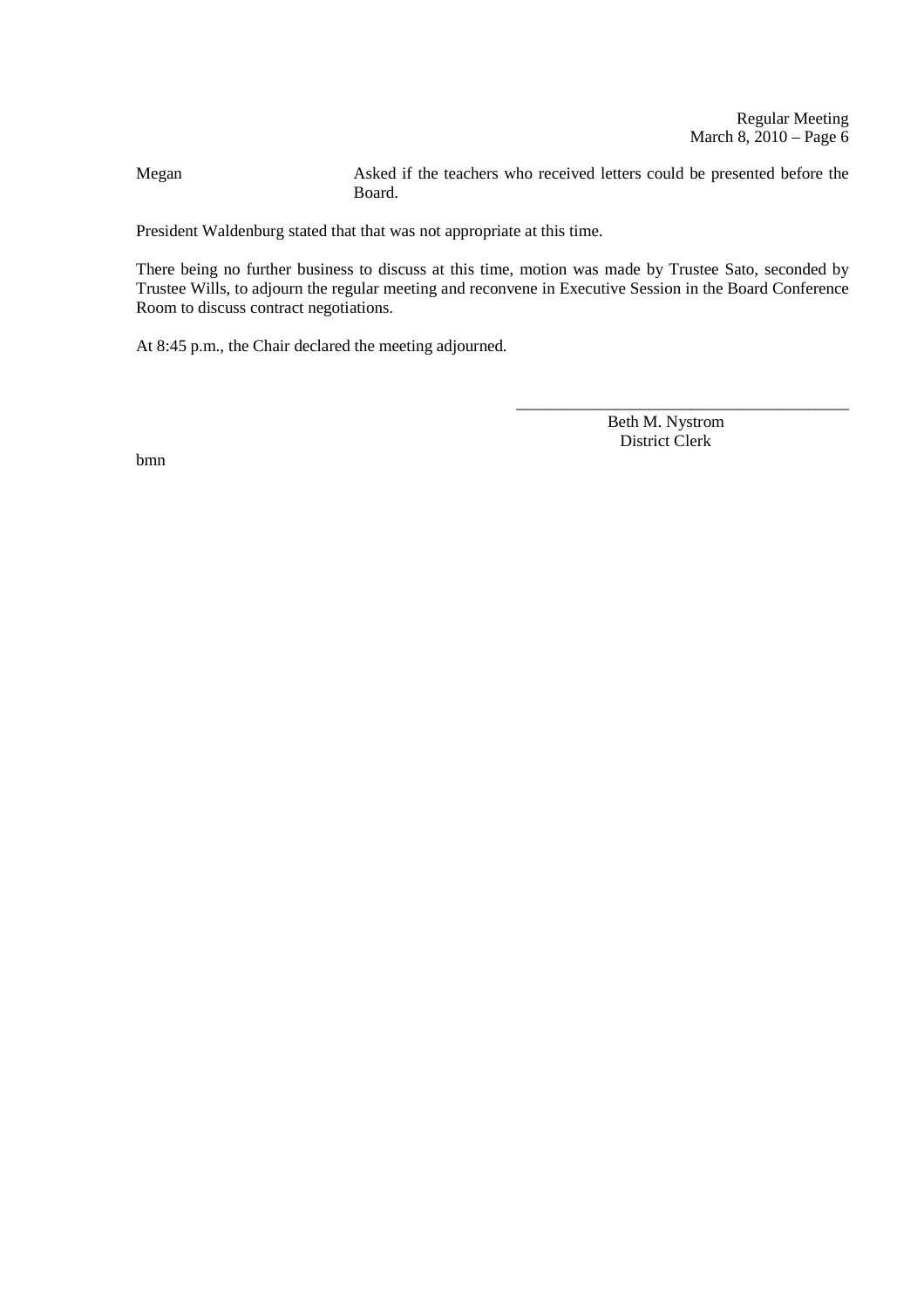Megan Asked if the teachers who received letters could be presented before the Board.

President Waldenburg stated that that was not appropriate at this time.

There being no further business to discuss at this time, motion was made by Trustee Sato, seconded by Trustee Wills, to adjourn the regular meeting and reconvene in Executive Session in the Board Conference Room to discuss contract negotiations.

At 8:45 p.m., the Chair declared the meeting adjourned.

\_\_\_\_\_\_\_\_\_\_\_\_\_\_\_\_\_\_\_\_\_\_\_\_\_\_\_\_\_\_\_\_\_\_\_\_\_\_\_\_

Beth M. Nystrom
District Clerk

bmn